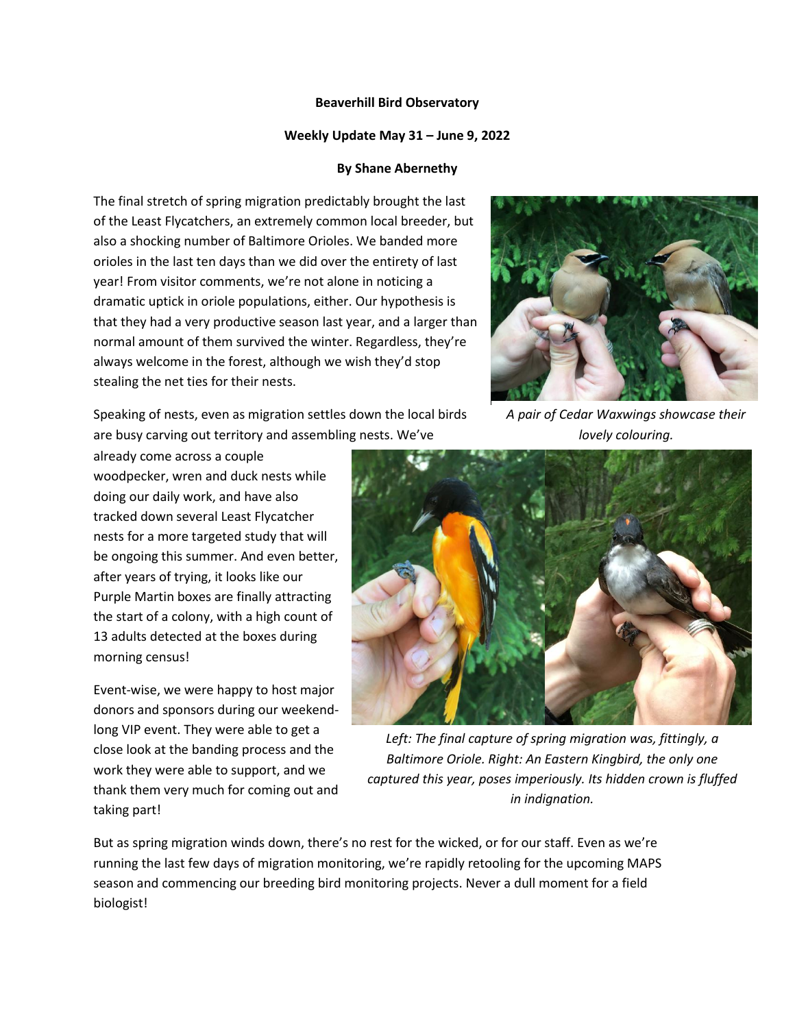**Beaverhill Bird Observatory**

**Weekly Update May 31 – June 9, 2022**

**By Shane Abernethy**

The final stretch of spring migration predictably brought the last of the Least Flycatchers, an extremely common local breeder, but also a shocking number of Baltimore Orioles. We banded more orioles in the last ten days than we did over the entirety of last year! From visitor comments, we're not alone in noticing a dramatic uptick in oriole populations, either. Our hypothesis is that they had a very productive season last year, and a larger than normal amount of them survived the winter. Regardless, they're always welcome in the forest, although we wish they'd stop stealing the net ties for their nests.

*A pair of Cedar Waxwings showcase their lovely colouring.*

Speaking of nests, even as migration settles down the local birds are busy carving out territory and assembling nests. We've already come across a couple woodpecker, wren and duck nests while doing our daily work, and have also tracked down several Least Flycatcher nests for a more targeted study that will be ongoing this summer. And even better, after years of trying, it looks like our Purple Martin boxes are finally attracting the start of a colony, with a high count of 13 adults detected at the boxes during morning census!

*Left: The final capture of spring migration was, fittingly, a Baltimore Oriole. Right: An Eastern Kingbird, the only one captured this year, poses imperiously. Its hidden crown is fluffed in indignation.*

Event-wise, we were happy to host major donors and sponsors during our weekend-long VIP event. They were able to get a close look at the banding process and the work they were able to support, and we thank them very much for coming out and taking part!

But as spring migration winds down, there's no rest for the wicked, or for our staff. Even as we're running the last few days of migration monitoring, we're rapidly retooling for the upcoming MAPS season and commencing our breeding bird monitoring projects. Never a dull moment for a field biologist!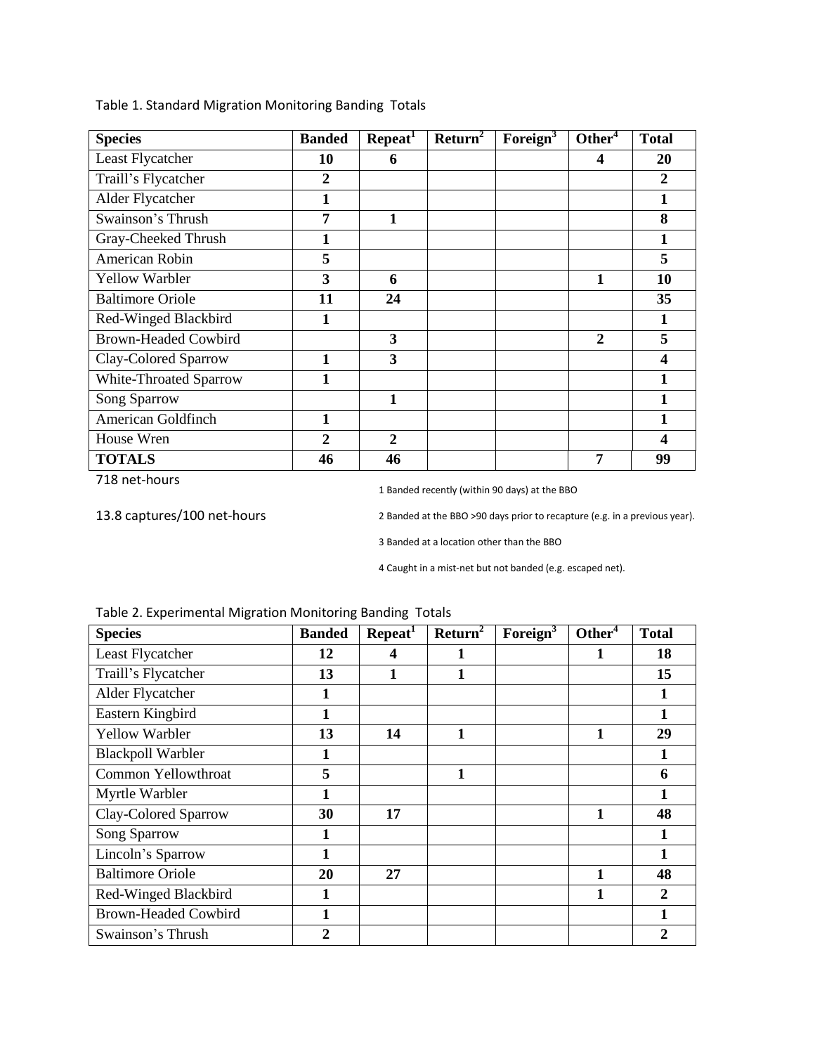Table 1. Standard Migration Monitoring Banding Totals

| Species | Banded | Repeat[1] | Return[2] | Foreign[3] | Other[4] | Total |
|---|---|---|---|---|---|---|
| Least Flycatcher | **10** | **6** | | | **4** | **20** |
| Traill's Flycatcher | **2** | | | | | **2** |
| Alder Flycatcher | **1** | | | | | **1** |
| Swainson's Thrush | **7** | **1** | | | | **8** |
| Gray-Cheeked Thrush | **1** | | | | | **1** |
| American Robin | **5** | | | | | **5** |
| Yellow Warbler | **3** | **6** | | | **1** | **10** |
| Baltimore Oriole | **11** | **24** | | | | **35** |
| Red-Winged Blackbird | **1** | | | | | **1** |
| Brown-Headed Cowbird | | **3** | | | **2** | **5** |
| Clay-Colored Sparrow | **1** | **3** | | | | **4** |
| White-Throated Sparrow | **1** | | | | | **1** |
| Song Sparrow | | **1** | | | | **1** |
| American Goldfinch | **1** | | | | | **1** |
| House Wren | **2** | **2** | | | | **4** |
| **TOTALS** | **46** | **46** | | | **7** | **99** |

718 net-hours

13.8 captures/100 net-hours

1 Banded recently (within 90 days) at the BBO

2 Banded at the BBO >90 days prior to recapture (e.g. in a previous year).

3 Banded at a location other than the BBO

4 Caught in a mist-net but not banded (e.g. escaped net).

Table 2. Experimental Migration Monitoring Banding Totals

| Species | Banded | Repeat[1] | Return[2] | Foreign[3] | Other[4] | Total |
|---|---|---|---|---|---|---|
| Least Flycatcher | **12** | **4** | **1** | | **1** | **18** |
| Traill's Flycatcher | **13** | **1** | **1** | | | **15** |
| Alder Flycatcher | **1** | | | | | **1** |
| Eastern Kingbird | **1** | | | | | **1** |
| Yellow Warbler | **13** | **14** | **1** | | **1** | **29** |
| Blackpoll Warbler | **1** | | | | | **1** |
| Common Yellowthroat | **5** | | **1** | | | **6** |
| Myrtle Warbler | **1** | | | | | **1** |
| Clay-Colored Sparrow | **30** | **17** | | | **1** | **48** |
| Song Sparrow | **1** | | | | | **1** |
| Lincoln's Sparrow | **1** | | | | | **1** |
| Baltimore Oriole | **20** | **27** | | | **1** | **48** |
| Red-Winged Blackbird | **1** | | | | **1** | **2** |
| Brown-Headed Cowbird | **1** | | | | | **1** |
| Swainson's Thrush | **2** | | | | | **2** |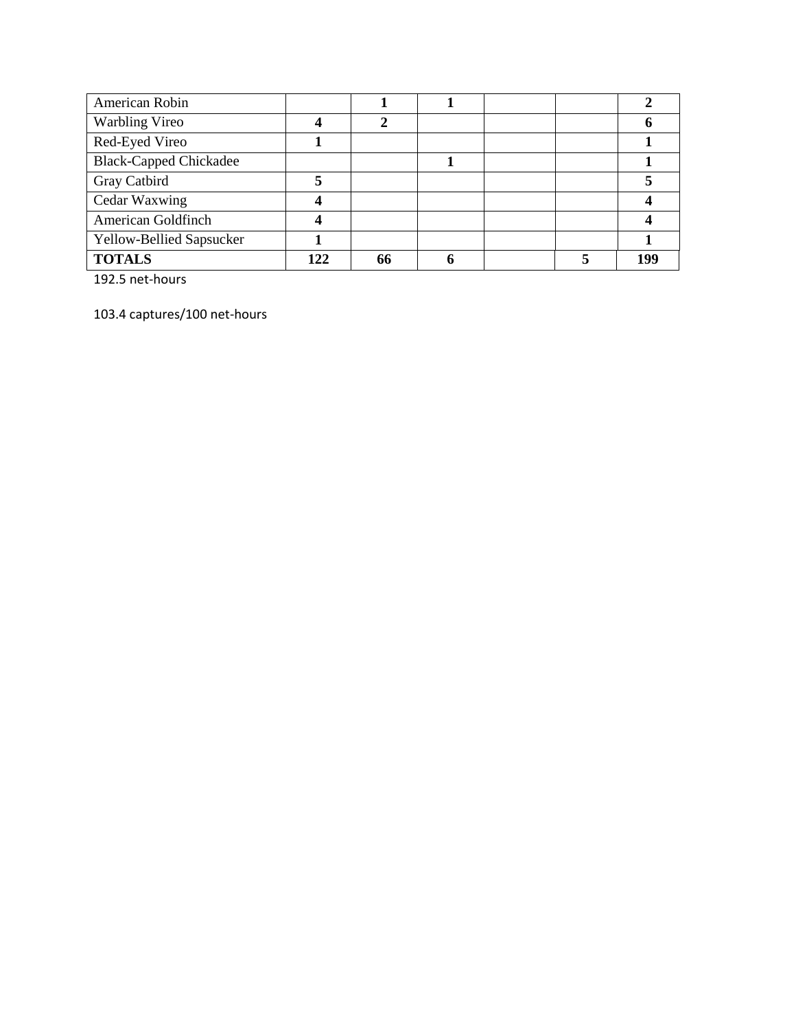| | | | | | | |
|---|---|---|---|---|---|---|
| American Robin | | **1** | **1** | | | **2** |
| Warbling Vireo | **4** | **2** | | | | **6** |
| Red-Eyed Vireo | **1** | | | | | **1** |
| Black-Capped Chickadee | | | **1** | | | **1** |
| Gray Catbird | **5** | | | | | **5** |
| Cedar Waxwing | **4** | | | | | **4** |
| American Goldfinch | **4** | | | | | **4** |
| Yellow-Bellied Sapsucker | **1** | | | | | **1** |
| **TOTALS** | **122** | **66** | **6** | | **5** | **199** |

192.5 net-hours

103.4 captures/100 net-hours